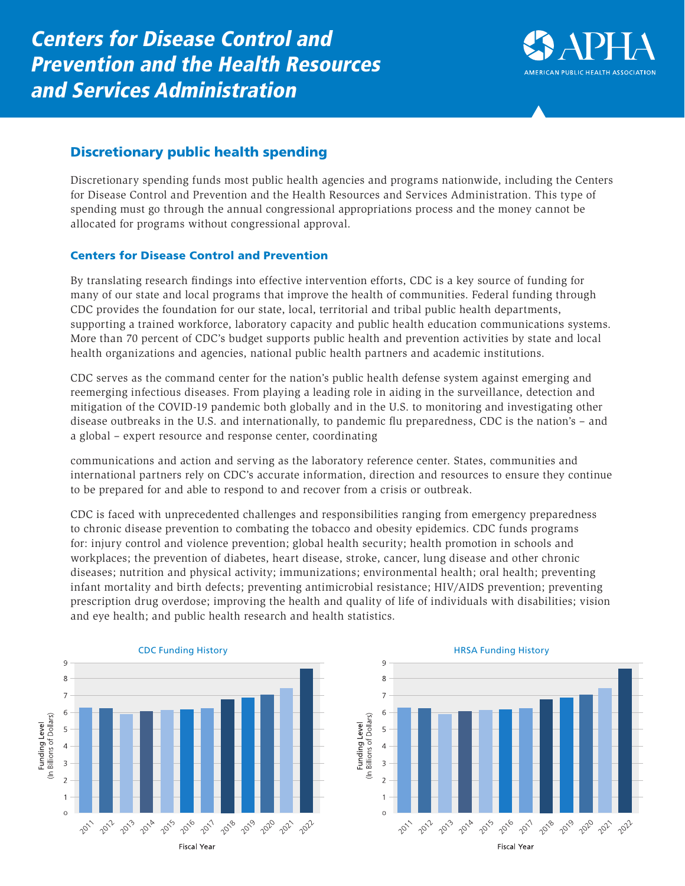# *Centers for Disease Control and Prevention and the Health Resources and Services Administration*

## Discretionary public health spending

Discretionary spending funds most public health agencies and programs nationwide, including the Centers for Disease Control and Prevention and the Health Resources and Services Administration. This type of spending must go through the annual congressional appropriations process and the money cannot be allocated for programs without congressional approval.

### Centers for Disease Control and Prevention

By translating research findings into effective intervention efforts, CDC is a key source of funding for many of our state and local programs that improve the health of communities. Federal funding through CDC provides the foundation for our state, local, territorial and tribal public health departments, supporting a trained workforce, laboratory capacity and public health education communications systems. More than 70 percent of CDC's budget supports public health and prevention activities by state and local health organizations and agencies, national public health partners and academic institutions.

CDC serves as the command center for the nation's public health defense system against emerging and reemerging infectious diseases. From playing a leading role in aiding in the surveillance, detection and mitigation of the COVID-19 pandemic both globally and in the U.S. to monitoring and investigating other disease outbreaks in the U.S. and internationally, to pandemic flu preparedness, CDC is the nation's – and a global – expert resource and response center, coordinating communications and action and serving as the laboratory reference center. States, communities and international partners rely on CDC's accurate information, direction and resources to ensure they continue to be prepared for and able to respond to and recover from a crisis or outbreak.

CDC is faced with unprecedented challenges and responsibilities ranging from emergency preparedness to chronic disease prevention to combating the tobacco and obesity epidemics. CDC funds programs for: injury control and violence prevention; global health security; health promotion in schools and workplaces; the prevention of diabetes, heart disease, stroke, cancer, lung disease and other chronic diseases; nutrition and physical activity; immunizations; environmental health; oral health; preventing infant mortality and birth defects; preventing antimicrobial resistance; HIV/AIDS prevention; preventing prescription drug overdose; improving the health and quality of life of individuals with disabilities; vision and eye health; and public health research and health statistics.

CDC Funding History

HRSA Funding History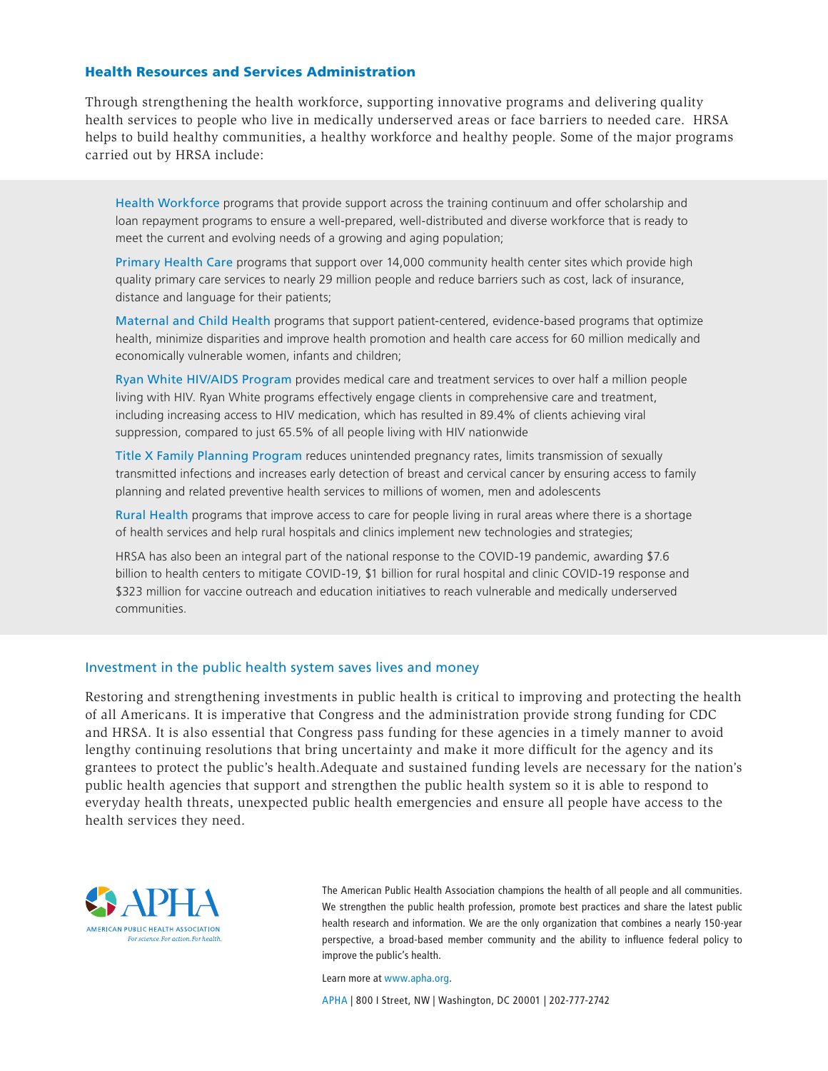## Health Resources and Services Administration

Through strengthening the health workforce, supporting innovative programs and delivering quality health services to people who live in medically underserved areas or face barriers to needed care. HRSA helps to build healthy communities, a healthy workforce and healthy people. Some of the major programs carried out by HRSA include:

Health Workforce programs that provide support across the training continuum and offer scholarship and loan repayment programs to ensure a well-prepared, well-distributed and diverse workforce that is ready to meet the current and evolving needs of a growing and aging population;

Primary Health Care programs that support over 14,000 community health center sites which provide high quality primary care services to nearly 29 million people and reduce barriers such as cost, lack of insurance, distance and language for their patients;

Maternal and Child Health programs that support patient-centered, evidence-based programs that optimize health, minimize disparities and improve health promotion and health care access for 60 million medically and economically vulnerable women, infants and children;

Ryan White HIV/AIDS Program provides medical care and treatment services to over half a million people living with HIV. Ryan White programs effectively engage clients in comprehensive care and treatment, including increasing access to HIV medication, which has resulted in 89.4% of clients achieving viral suppression, compared to just 65.5% of all people living with HIV nationwide

Title X Family Planning Program reduces unintended pregnancy rates, limits transmission of sexually transmitted infections and increases early detection of breast and cervical cancer by ensuring access to family planning and related preventive health services to millions of women, men and adolescents

Rural Health programs that improve access to care for people living in rural areas where there is a shortage of health services and help rural hospitals and clinics implement new technologies and strategies;

HRSA has also been an integral part of the national response to the COVID-19 pandemic, awarding $7.6 billion to health centers to mitigate COVID-19, $1 billion for rural hospital and clinic COVID-19 response and $323 million for vaccine outreach and education initiatives to reach vulnerable and medically underserved communities.

### Investment in the public health system saves lives and money

Restoring and strengthening investments in public health is critical to improving and protecting the health of all Americans. It is imperative that Congress and the administration provide strong funding for CDC and HRSA. It is also essential that Congress pass funding for these agencies in a timely manner to avoid lengthy continuing resolutions that bring uncertainty and make it more difficult for the agency and its grantees to protect the public's health.Adequate and sustained funding levels are necessary for the nation's public health agencies that support and strengthen the public health system so it is able to respond to everyday health threats, unexpected public health emergencies and ensure all people have access to the health services they need.

APHA
AMERICAN PUBLIC HEALTH ASSOCIATION
*For science. For action. For health.*

The American Public Health Association champions the health of all people and all communities. We strengthen the public health profession, promote best practices and share the latest public health research and information. We are the only organization that combines a nearly 150-year perspective, a broad-based member community and the ability to influence federal policy to improve the public's health.

Learn more at www.apha.org.

APHA | 800 I Street, NW | Washington, DC 20001 | 202-777-2742